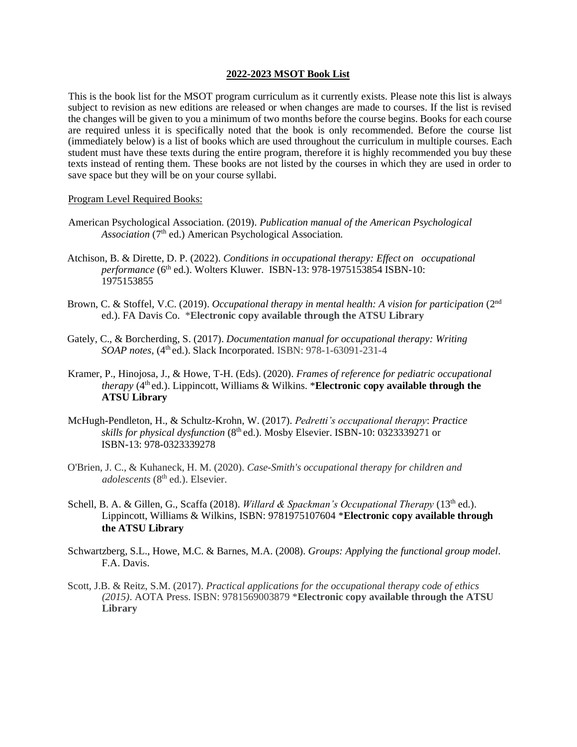**2022-2023 MSOT Book List**

This is the book list for the MSOT program curriculum as it currently exists. Please note this list is always subject to revision as new editions are released or when changes are made to courses. If the list is revised the changes will be given to you a minimum of two months before the course begins. Books for each course are required unless it is specifically noted that the book is only recommended. Before the course list (immediately below) is a list of books which are used throughout the curriculum in multiple courses. Each student must have these texts during the entire program, therefore it is highly recommended you buy these texts instead of renting them. These books are not listed by the courses in which they are used in order to save space but they will be on your course syllabi.

Program Level Required Books:

American Psychological Association. (2019). *Publication manual of the American Psychological Association* (7th ed.) American Psychological Association.

Atchison, B. & Dirette, D. P. (2022). *Conditions in occupational therapy: Effect on occupational performance* (6th ed.). Wolters Kluwer. ISBN-13: 978-1975153854 ISBN-10: 1975153855

Brown, C. & Stoffel, V.C. (2019). *Occupational therapy in mental health: A vision for participation* (2nd ed.). FA Davis Co. ***Electronic copy available through the ATSU Library**

Gately, C., & Borcherding, S. (2017). *Documentation manual for occupational therapy: Writing SOAP notes*, (4th ed.). Slack Incorporated. ISBN: 978-1-63091-231-4

Kramer, P., Hinojosa, J., & Howe, T-H. (Eds). (2020). *Frames of reference for pediatric occupational therapy* (4th ed.). Lippincott, Williams & Wilkins. ***Electronic copy available through the ATSU Library**

McHugh-Pendleton, H., & Schultz-Krohn, W. (2017). *Pedretti's occupational therapy: Practice skills for physical dysfunction* (8th ed.). Mosby Elsevier. ISBN-10: 0323339271 or ISBN-13: 978-0323339278

O'Brien, J. C., & Kuhaneck, H. M. (2020). *Case-Smith's occupational therapy for children and adolescents* (8th ed.). Elsevier.

Schell, B. A. & Gillen, G., Scaffa (2018). *Willard & Spackman's Occupational Therapy* (13th ed.). Lippincott, Williams & Wilkins, ISBN: 9781975107604 ***Electronic copy available through the ATSU Library**

Schwartzberg, S.L., Howe, M.C. & Barnes, M.A. (2008). *Groups: Applying the functional group model*. F.A. Davis.

Scott, J.B. & Reitz, S.M. (2017). *Practical applications for the occupational therapy code of ethics (2015)*. AOTA Press. ISBN: 9781569003879 ***Electronic copy available through the ATSU Library**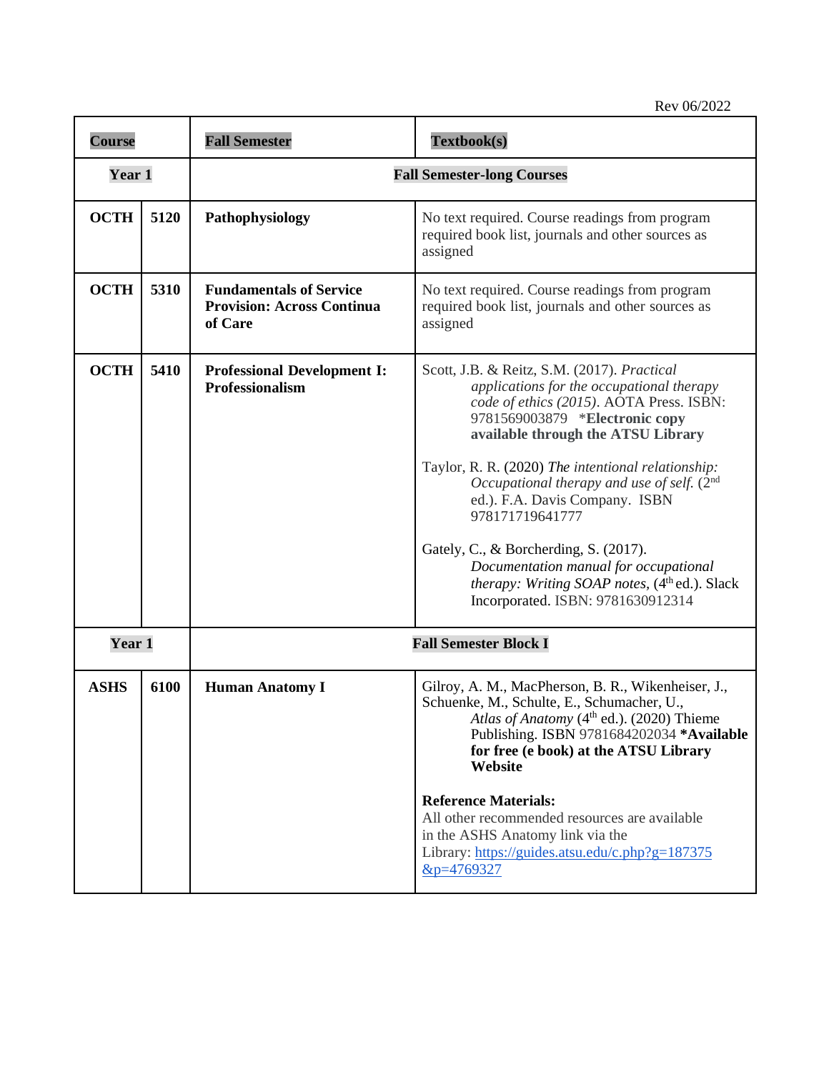Rev 06/2022

| Course | | Fall Semester | Textbook(s) |
|---|---|---|---|
| **Year 1** | | **Fall Semester-long Courses** | |
| **OCTH** | **5120** | **Pathophysiology** | No text required. Course readings from program required book list, journals and other sources as assigned |
| **OCTH** | **5310** | **Fundamentals of Service Provision: Across Continua of Care** | No text required. Course readings from program required book list, journals and other sources as assigned |
| **OCTH** | **5410** | **Professional Development I: Professionalism** | Scott, J.B. & Reitz, S.M. (2017). *Practical applications for the occupational therapy code of ethics (2015)*. AOTA Press. ISBN: 9781569003879 ***Electronic copy available through the ATSU Library**<br><br>Taylor, R. R. (2020) *The intentional relationship: Occupational therapy and use of self.* (2nd ed.). F.A. Davis Company. ISBN 978171719641777<br><br>Gately, C., & Borcherding, S. (2017). *Documentation manual for occupational therapy: Writing SOAP notes,* (4th ed.). Slack Incorporated. ISBN: 9781630912314 |
| **Year 1** | | **Fall Semester Block I** | |
| **ASHS** | **6100** | **Human Anatomy I** | Gilroy, A. M., MacPherson, B. R., Wikenheiser, J., Schuenke, M., Schulte, E., Schumacher, U., *Atlas of Anatomy* (4th ed.). (2020) Thieme Publishing. ISBN 9781684202034 ***Available for free (e book) at the ATSU Library Website**<br><br>**Reference Materials:**<br>All other recommended resources are available in the ASHS Anatomy link via the Library: [https://guides.atsu.edu/c.php?g=187375&p=4769327](https://guides.atsu.edu/c.php?g=187375&p=4769327) |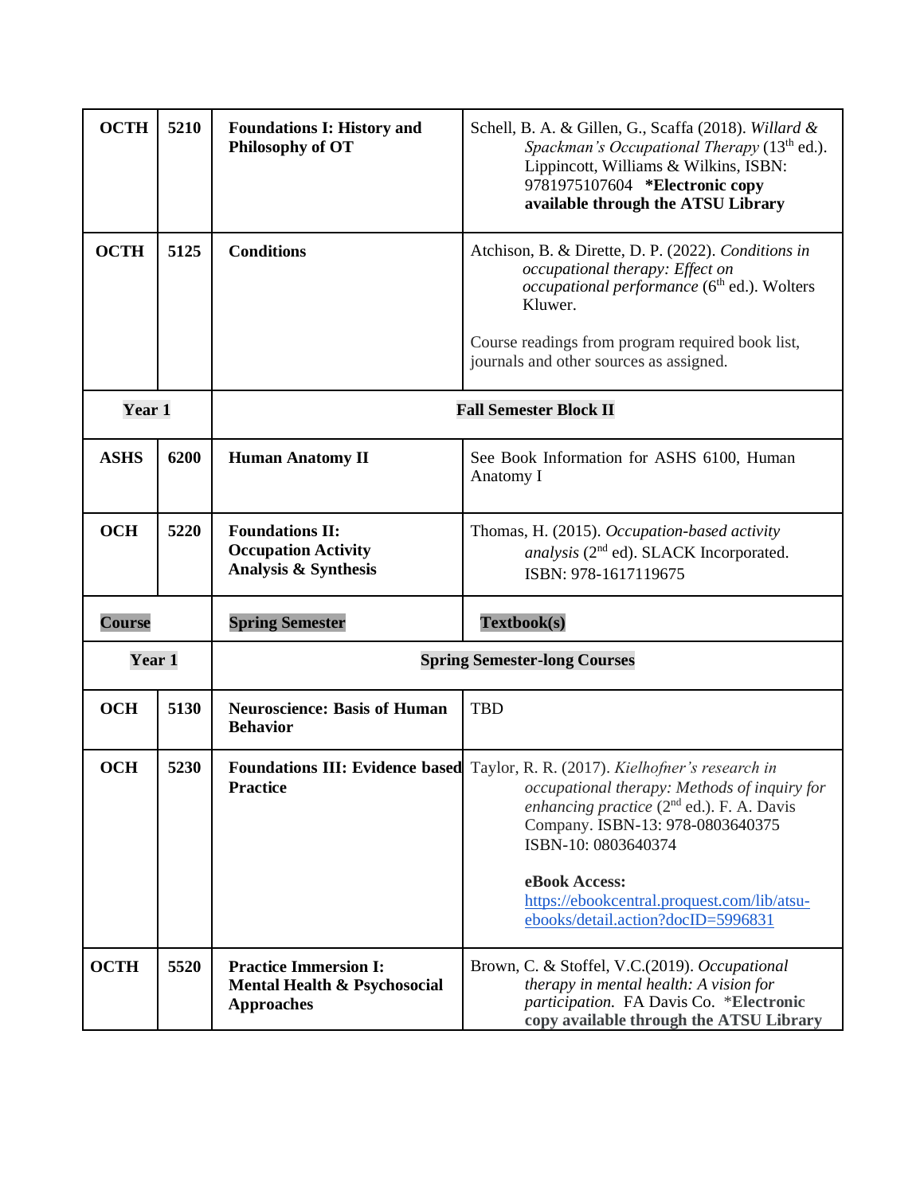| | | | |
|---|---|---|---|
| **OCTH** | **5210** | **Foundations I: History and Philosophy of OT** | Schell, B. A. & Gillen, G., Scaffa (2018). *Willard & Spackman's Occupational Therapy* (13th ed.). Lippincott, Williams & Wilkins, ISBN: 9781975107604 ***Electronic copy available through the ATSU Library** |
| **OCTH** | **5125** | **Conditions** | Atchison, B. & Dirette, D. P. (2022). *Conditions in occupational therapy: Effect on occupational performance* (6th ed.). Wolters Kluwer.<br><br>Course readings from program required book list, journals and other sources as assigned. |
| **Year 1** | | **Fall Semester Block II** | |
| **ASHS** | **6200** | **Human Anatomy II** | See Book Information for ASHS 6100, Human Anatomy I |
| **OCH** | **5220** | **Foundations II: Occupation Activity Analysis & Synthesis** | Thomas, H. (2015). *Occupation-based activity analysis* (2nd ed). SLACK Incorporated. ISBN: 978-1617119675 |
| **Course** | | **Spring Semester** | **Textbook(s)** |
| **Year 1** | | **Spring Semester-long Courses** | |
| **OCH** | **5130** | **Neuroscience: Basis of Human Behavior** | TBD |
| **OCH** | **5230** | **Foundations III: Evidence based Practice** | Taylor, R. R. (2017). *Kielhofner's research in occupational therapy: Methods of inquiry for enhancing practice* (2nd ed.). F. A. Davis Company. ISBN-13: 978-0803640375 ISBN-10: 0803640374<br><br>**eBook Access:** https://ebookcentral.proquest.com/lib/atsu-ebooks/detail.action?docID=5996831 |
| **OCTH** | **5520** | **Practice Immersion I: Mental Health & Psychosocial Approaches** | Brown, C. & Stoffel, V.C.(2019). *Occupational therapy in mental health: A vision for participation.* FA Davis Co. ***Electronic copy available through the ATSU Library** |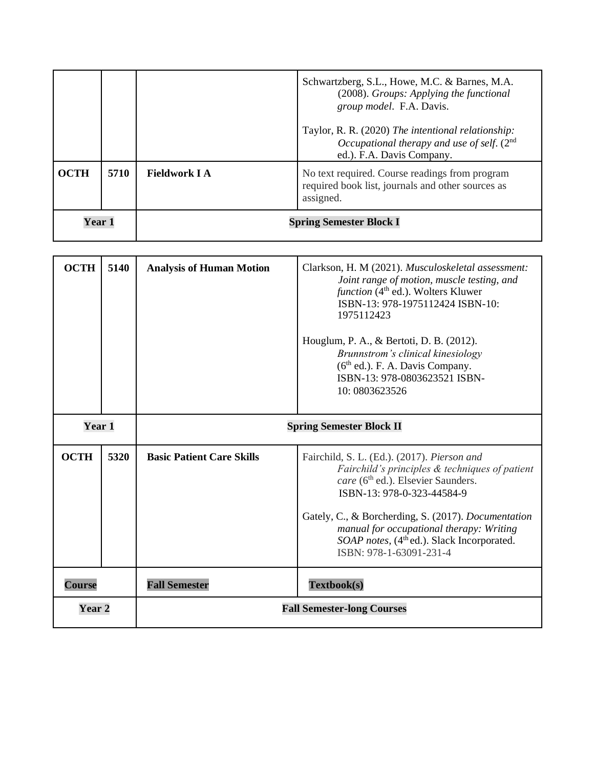| | | | |
|---|---|---|---|
| | | | Schwartzberg, S.L., Howe, M.C. & Barnes, M.A. (2008). *Groups: Applying the functional group model*. F.A. Davis.<br><br>Taylor, R. R. (2020) *The intentional relationship: Occupational therapy and use of self*. (2nd ed.). F.A. Davis Company. |
| **OCTH** | **5710** | **Fieldwork I A** | No text required. Course readings from program required book list, journals and other sources as assigned. |
| **Year 1** | | **Spring Semester Block I** | |

| | | | |
|---|---|---|---|
| **OCTH** | **5140** | **Analysis of Human Motion** | Clarkson, H. M (2021). *Musculoskeletal assessment: Joint range of motion, muscle testing, and function* (4th ed.). Wolters Kluwer ISBN-13: 978-1975112424 ISBN-10: 1975112423<br><br>Houglum, P. A., & Bertoti, D. B. (2012). *Brunnstrom's clinical kinesiology* (6th ed.). F. A. Davis Company. ISBN-13: 978-0803623521 ISBN-10: 0803623526 |
| **Year 1** | | **Spring Semester Block II** | |
| **OCTH** | **5320** | **Basic Patient Care Skills** | Fairchild, S. L. (Ed.). (2017). *Pierson and Fairchild's principles & techniques of patient care* (6th ed.). Elsevier Saunders. ISBN-13: 978-0-323-44584-9<br><br>Gately, C., & Borcherding, S. (2017). *Documentation manual for occupational therapy: Writing SOAP notes*, (4th ed.). Slack Incorporated. ISBN: 978-1-63091-231-4 |
| **Course** | | **Fall Semester** | **Textbook(s)** |
| **Year 2** | | **Fall Semester-long Courses** | |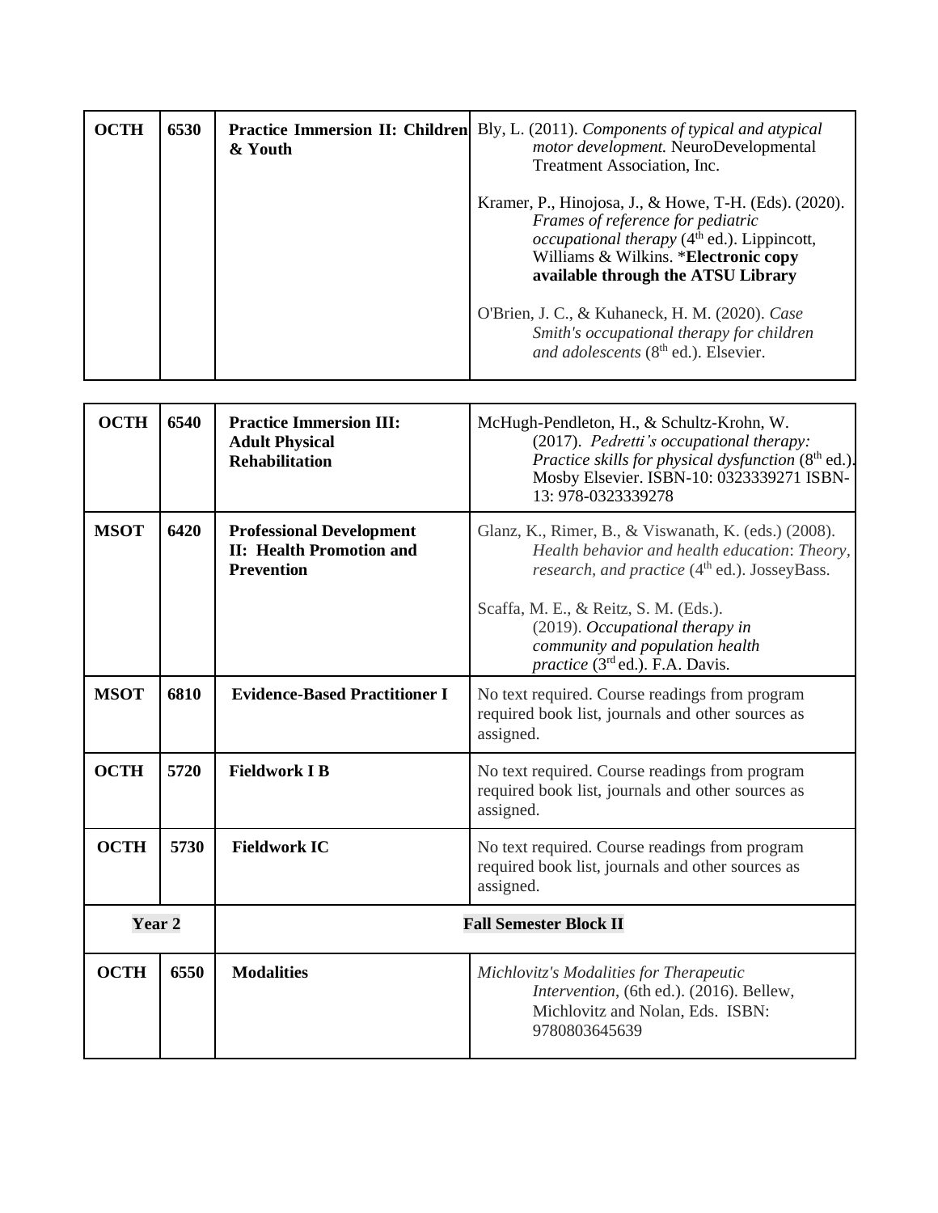| OCTH | 6530 | **Practice Immersion II: Children & Youth** | Bly, L. (2011). *Components of typical and atypical motor development.* NeuroDevelopmental Treatment Association, Inc.<br><br>Kramer, P., Hinojosa, J., & Howe, T-H. (Eds). (2020). *Frames of reference for pediatric occupational therapy* (4th ed.). Lippincott, Williams & Wilkins. ***Electronic copy available through the ATSU Library**<br><br>O'Brien, J. C., & Kuhaneck, H. M. (2020). *Case Smith's occupational therapy for children and adolescents* (8th ed.). Elsevier. |
|---|---|---|---|

| **OCTH** | **6540** | **Practice Immersion III: Adult Physical Rehabilitation** | McHugh-Pendleton, H., & Schultz-Krohn, W. (2017). *Pedretti's occupational therapy: Practice skills for physical dysfunction* (8th ed.). Mosby Elsevier. ISBN-10: 0323339271 ISBN-13: 978-0323339278 |
|---|---|---|---|
| **MSOT** | **6420** | **Professional Development II: Health Promotion and Prevention** | Glanz, K., Rimer, B., & Viswanath, K. (eds.) (2008). *Health behavior and health education: Theory, research, and practice* (4th ed.). JosseyBass.<br><br>Scaffa, M. E., & Reitz, S. M. (Eds.). (2019). *Occupational therapy in community and population health practice* (3rd ed.). F.A. Davis. |
| **MSOT** | **6810** | **Evidence-Based Practitioner I** | No text required. Course readings from program required book list, journals and other sources as assigned. |
| **OCTH** | **5720** | **Fieldwork I B** | No text required. Course readings from program required book list, journals and other sources as assigned. |
| **OCTH** | **5730** | **Fieldwork IC** | No text required. Course readings from program required book list, journals and other sources as assigned. |
| **Year 2** | | **Fall Semester Block II** | |
| **OCTH** | **6550** | **Modalities** | *Michlovitz's Modalities for Therapeutic Intervention*, (6th ed.). (2016). Bellew, Michlovitz and Nolan, Eds. ISBN: 9780803645639 |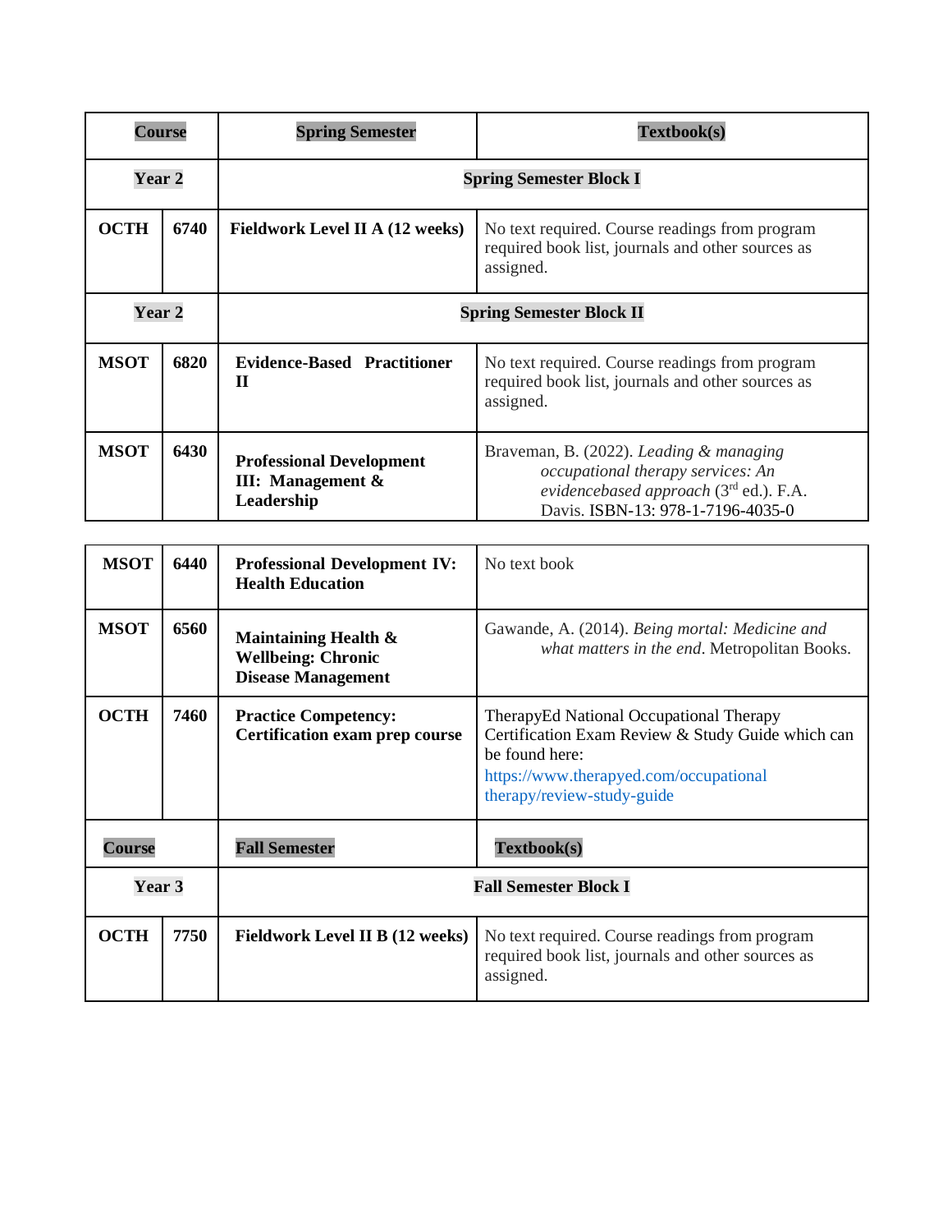| Course | | Spring Semester | Textbook(s) |
|---|---|---|---|
| **Year 2** | | **Spring Semester Block I** | |
| **OCTH** | **6740** | **Fieldwork Level II A (12 weeks)** | No text required. Course readings from program required book list, journals and other sources as assigned. |
| **Year 2** | | **Spring Semester Block II** | |
| **MSOT** | **6820** | **Evidence-Based Practitioner II** | No text required. Course readings from program required book list, journals and other sources as assigned. |
| **MSOT** | **6430** | **Professional Development III: Management & Leadership** | Braveman, B. (2022). *Leading & managing occupational therapy services: An evidencebased approach* (3rd ed.). F.A. Davis. ISBN-13: 978-1-7196-4035-0 |
| **MSOT** | **6440** | **Professional Development IV: Health Education** | No text book |
| **MSOT** | **6560** | **Maintaining Health & Wellbeing: Chronic Disease Management** | Gawande, A. (2014). *Being mortal: Medicine and what matters in the end*. Metropolitan Books. |
| **OCTH** | **7460** | **Practice Competency: Certification exam prep course** | TherapyEd National Occupational Therapy Certification Exam Review & Study Guide which can be found here: https://www.therapyed.com/occupational therapy/review-study-guide |
| **Course** | | **Fall Semester** | **Textbook(s)** |
| **Year 3** | | **Fall Semester Block I** | |
| **OCTH** | **7750** | **Fieldwork Level II B (12 weeks)** | No text required. Course readings from program required book list, journals and other sources as assigned. |